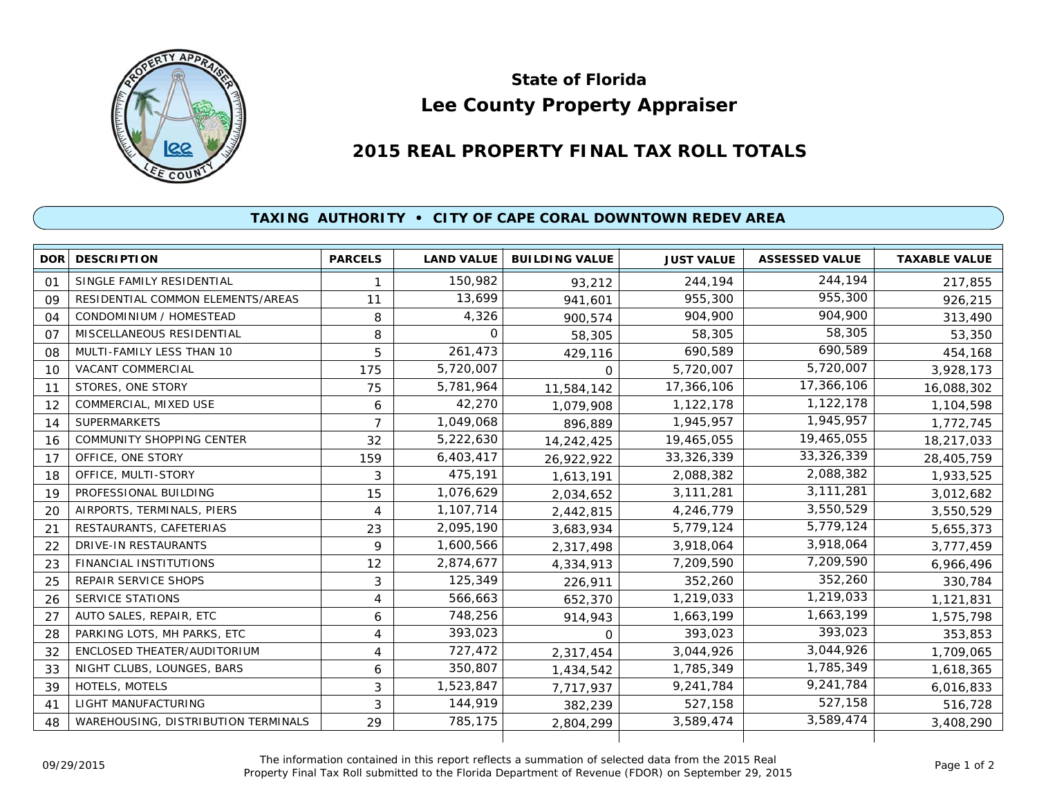# State of Florida
# Lee County Property Appraiser

## 2015 REAL PROPERTY FINAL TAX ROLL TOTALS

### TAXING AUTHORITY • CITY OF CAPE CORAL DOWNTOWN REDEV AREA

| DOR | DESCRIPTION | PARCELS | LAND VALUE | BUILDING VALUE | JUST VALUE | ASSESSED VALUE | TAXABLE VALUE |
|---|---|---|---|---|---|---|---|
| 01 | SINGLE FAMILY RESIDENTIAL | 1 | 150,982 | 93,212 | 244,194 | 244,194 | 217,855 |
| 09 | RESIDENTIAL COMMON ELEMENTS/AREAS | 11 | 13,699 | 941,601 | 955,300 | 955,300 | 926,215 |
| 04 | CONDOMINIUM / HOMESTEAD | 8 | 4,326 | 900,574 | 904,900 | 904,900 | 313,490 |
| 07 | MISCELLANEOUS RESIDENTIAL | 8 | 0 | 58,305 | 58,305 | 58,305 | 53,350 |
| 08 | MULTI-FAMILY LESS THAN 10 | 5 | 261,473 | 429,116 | 690,589 | 690,589 | 454,168 |
| 10 | VACANT COMMERCIAL | 175 | 5,720,007 | 0 | 5,720,007 | 5,720,007 | 3,928,173 |
| 11 | STORES, ONE STORY | 75 | 5,781,964 | 11,584,142 | 17,366,106 | 17,366,106 | 16,088,302 |
| 12 | COMMERCIAL, MIXED USE | 6 | 42,270 | 1,079,908 | 1,122,178 | 1,122,178 | 1,104,598 |
| 14 | SUPERMARKETS | 7 | 1,049,068 | 896,889 | 1,945,957 | 1,945,957 | 1,772,745 |
| 16 | COMMUNITY SHOPPING CENTER | 32 | 5,222,630 | 14,242,425 | 19,465,055 | 19,465,055 | 18,217,033 |
| 17 | OFFICE, ONE STORY | 159 | 6,403,417 | 26,922,922 | 33,326,339 | 33,326,339 | 28,405,759 |
| 18 | OFFICE, MULTI-STORY | 3 | 475,191 | 1,613,191 | 2,088,382 | 2,088,382 | 1,933,525 |
| 19 | PROFESSIONAL BUILDING | 15 | 1,076,629 | 2,034,652 | 3,111,281 | 3,111,281 | 3,012,682 |
| 20 | AIRPORTS, TERMINALS, PIERS | 4 | 1,107,714 | 2,442,815 | 4,246,779 | 3,550,529 | 3,550,529 |
| 21 | RESTAURANTS, CAFETERIAS | 23 | 2,095,190 | 3,683,934 | 5,779,124 | 5,779,124 | 5,655,373 |
| 22 | DRIVE-IN RESTAURANTS | 9 | 1,600,566 | 2,317,498 | 3,918,064 | 3,918,064 | 3,777,459 |
| 23 | FINANCIAL INSTITUTIONS | 12 | 2,874,677 | 4,334,913 | 7,209,590 | 7,209,590 | 6,966,496 |
| 25 | REPAIR SERVICE SHOPS | 3 | 125,349 | 226,911 | 352,260 | 352,260 | 330,784 |
| 26 | SERVICE STATIONS | 4 | 566,663 | 652,370 | 1,219,033 | 1,219,033 | 1,121,831 |
| 27 | AUTO SALES, REPAIR, ETC | 6 | 748,256 | 914,943 | 1,663,199 | 1,663,199 | 1,575,798 |
| 28 | PARKING LOTS, MH PARKS, ETC | 4 | 393,023 | 0 | 393,023 | 393,023 | 353,853 |
| 32 | ENCLOSED THEATER/AUDITORIUM | 4 | 727,472 | 2,317,454 | 3,044,926 | 3,044,926 | 1,709,065 |
| 33 | NIGHT CLUBS, LOUNGES, BARS | 6 | 350,807 | 1,434,542 | 1,785,349 | 1,785,349 | 1,618,365 |
| 39 | HOTELS, MOTELS | 3 | 1,523,847 | 7,717,937 | 9,241,784 | 9,241,784 | 6,016,833 |
| 41 | LIGHT MANUFACTURING | 3 | 144,919 | 382,239 | 527,158 | 527,158 | 516,728 |
| 48 | WAREHOUSING, DISTRIBUTION TERMINALS | 29 | 785,175 | 2,804,299 | 3,589,474 | 3,589,474 | 3,408,290 |

09/29/2015

The information contained in this report reflects a summation of selected data from the 2015 Real Property Final Tax Roll submitted to the Florida Department of Revenue (FDOR) on September 29, 2015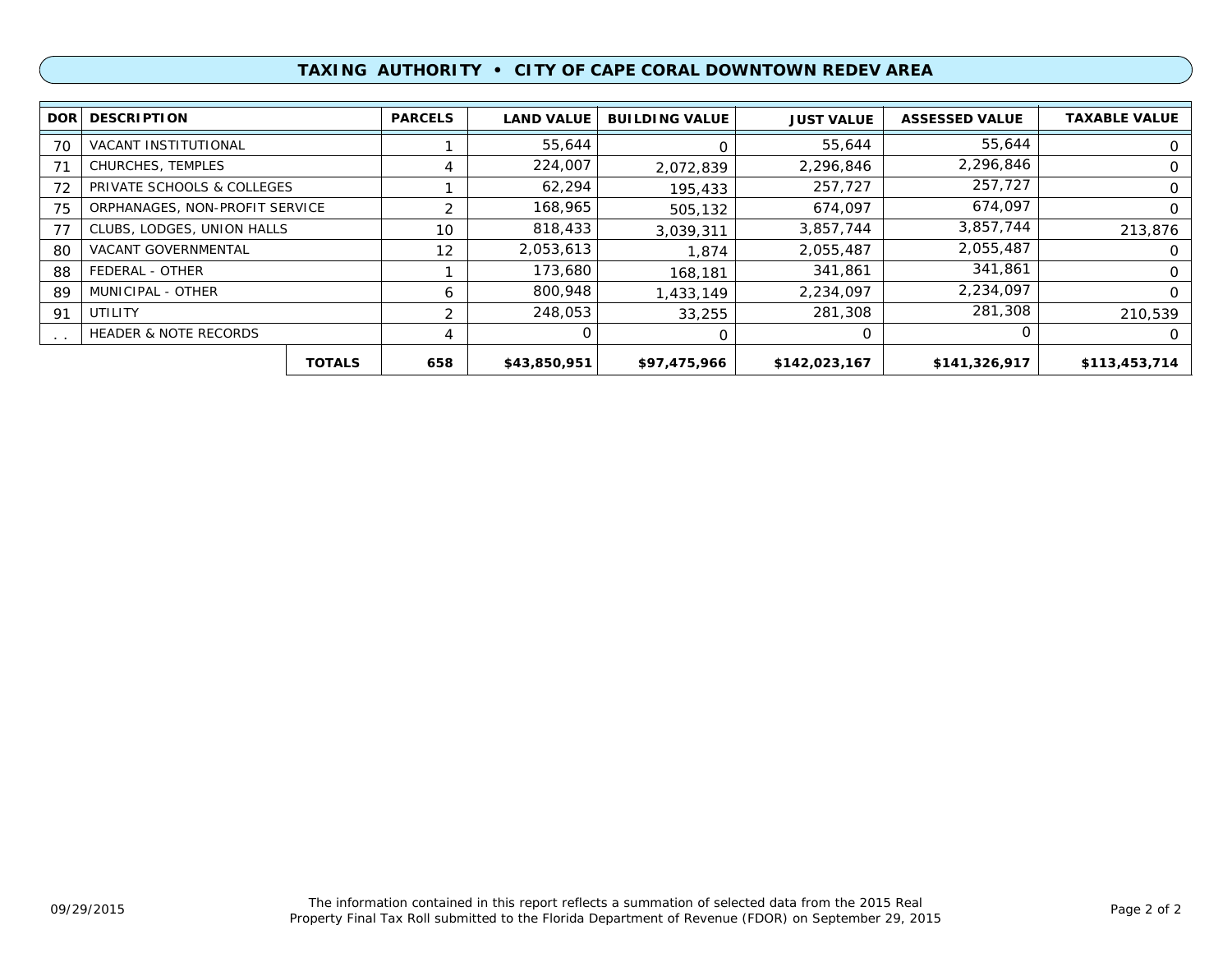## TAXING AUTHORITY • CITY OF CAPE CORAL DOWNTOWN REDEV AREA

| DOR | DESCRIPTION | PARCELS | LAND VALUE | BUILDING VALUE | JUST VALUE | ASSESSED VALUE | TAXABLE VALUE |
|---|---|---|---|---|---|---|---|
| 70 | VACANT INSTITUTIONAL | 1 | 55,644 | 0 | 55,644 | 55,644 | 0 |
| 71 | CHURCHES, TEMPLES | 4 | 224,007 | 2,072,839 | 2,296,846 | 2,296,846 | 0 |
| 72 | PRIVATE SCHOOLS & COLLEGES | 1 | 62,294 | 195,433 | 257,727 | 257,727 | 0 |
| 75 | ORPHANAGES, NON-PROFIT SERVICE | 2 | 168,965 | 505,132 | 674,097 | 674,097 | 0 |
| 77 | CLUBS, LODGES, UNION HALLS | 10 | 818,433 | 3,039,311 | 3,857,744 | 3,857,744 | 213,876 |
| 80 | VACANT GOVERNMENTAL | 12 | 2,053,613 | 1,874 | 2,055,487 | 2,055,487 | 0 |
| 88 | FEDERAL - OTHER | 1 | 173,680 | 168,181 | 341,861 | 341,861 | 0 |
| 89 | MUNICIPAL - OTHER | 6 | 800,948 | 1,433,149 | 2,234,097 | 2,234,097 | 0 |
| 91 | UTILITY | 2 | 248,053 | 33,255 | 281,308 | 281,308 | 210,539 |
| . . | HEADER & NOTE RECORDS | 4 | 0 | 0 | 0 | 0 | 0 |
| | **TOTALS** | **658** | **$43,850,951** | **$97,475,966** | **$142,023,167** | **$141,326,917** | **$113,453,714** |

09/29/2015

The information contained in this report reflects a summation of selected data from the 2015 Real Property Final Tax Roll submitted to the Florida Department of Revenue (FDOR) on September 29, 2015